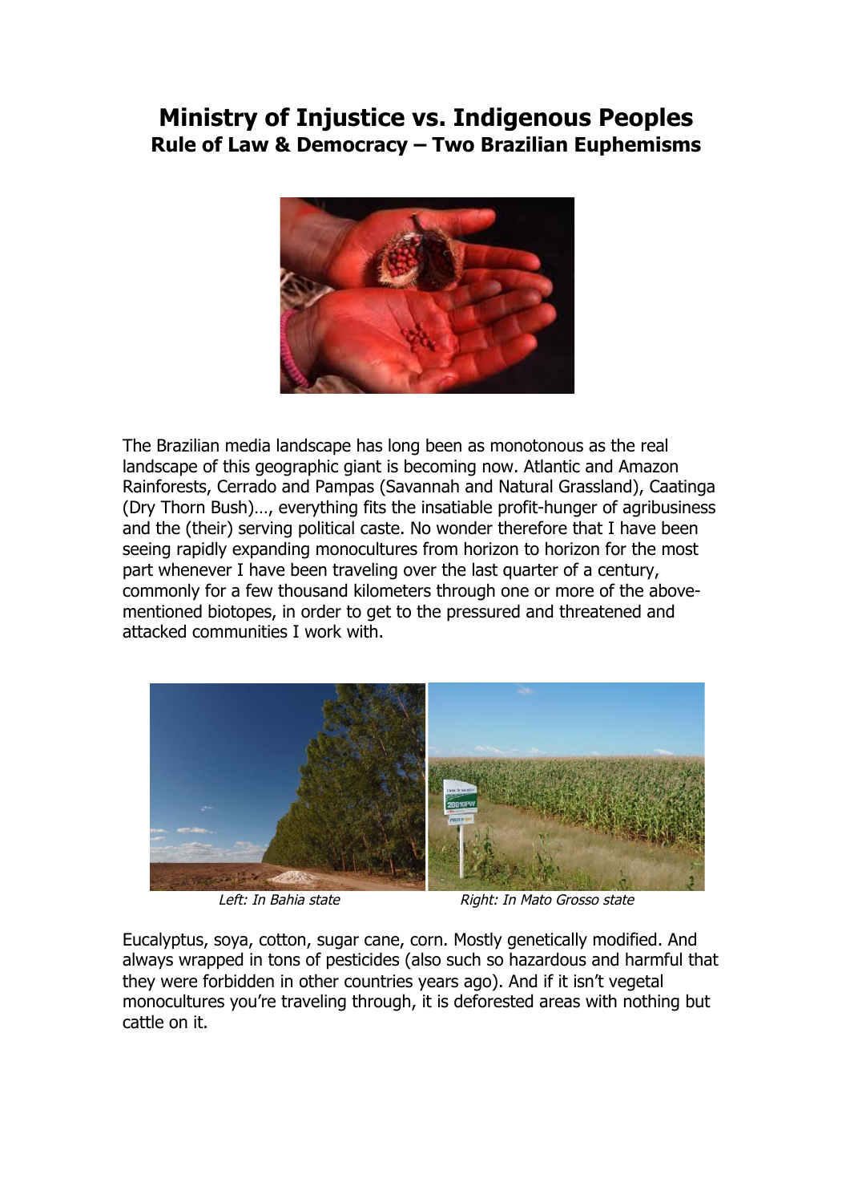# Ministry of Injustice vs. Indigenous Peoples
## Rule of Law & Democracy – Two Brazilian Euphemisms

The Brazilian media landscape has long been as monotonous as the real landscape of this geographic giant is becoming now. Atlantic and Amazon Rainforests, Cerrado and Pampas (Savannah and Natural Grassland), Caatinga (Dry Thorn Bush)…, everything fits the insatiable profit-hunger of agribusiness and the (their) serving political caste. No wonder therefore that I have been seeing rapidly expanding monocultures from horizon to horizon for the most part whenever I have been traveling over the last quarter of a century, commonly for a few thousand kilometers through one or more of the above-mentioned biotopes, in order to get to the pressured and threatened and attacked communities I work with.

*Left: In Bahia state* *Right: In Mato Grosso state*

Eucalyptus, soya, cotton, sugar cane, corn. Mostly genetically modified. And always wrapped in tons of pesticides (also such so hazardous and harmful that they were forbidden in other countries years ago). And if it isn't vegetal monocultures you're traveling through, it is deforested areas with nothing but cattle on it.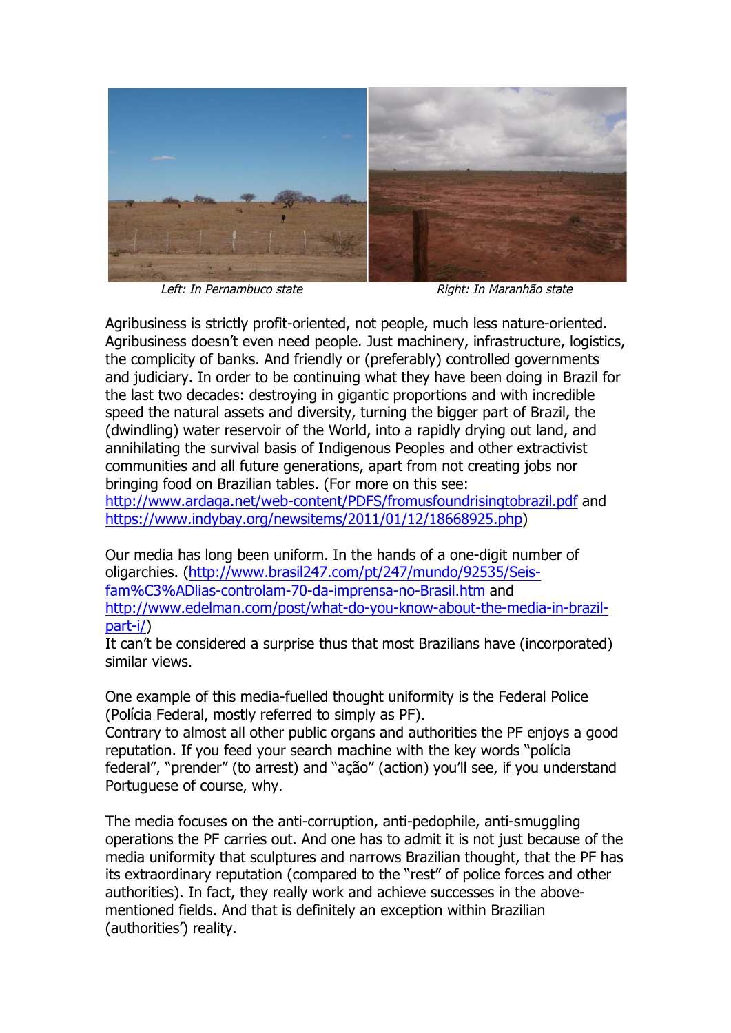*Left: In Pernambuco state* *Right: In Maranhão state*

Agribusiness is strictly profit-oriented, not people, much less nature-oriented. Agribusiness doesn't even need people. Just machinery, infrastructure, logistics, the complicity of banks. And friendly or (preferably) controlled governments and judiciary. In order to be continuing what they have been doing in Brazil for the last two decades: destroying in gigantic proportions and with incredible speed the natural assets and diversity, turning the bigger part of Brazil, the (dwindling) water reservoir of the World, into a rapidly drying out land, and annihilating the survival basis of Indigenous Peoples and other extractivist communities and all future generations, apart from not creating jobs nor bringing food on Brazilian tables. (For more on this see: http://www.ardaga.net/web-content/PDFS/fromusfoundrisingtobrazil.pdf and https://www.indybay.org/newsitems/2011/01/12/18668925.php)

Our media has long been uniform. In the hands of a one-digit number of oligarchies. (http://www.brasil247.com/pt/247/mundo/92535/Seis-fam%C3%ADlias-controlam-70-da-imprensa-no-Brasil.htm and http://www.edelman.com/post/what-do-you-know-about-the-media-in-brazil-part-i/)
It can't be considered a surprise thus that most Brazilians have (incorporated) similar views.

One example of this media-fuelled thought uniformity is the Federal Police (Polícia Federal, mostly referred to simply as PF).
Contrary to almost all other public organs and authorities the PF enjoys a good reputation. If you feed your search machine with the key words "polícia federal", "prender" (to arrest) and "ação" (action) you'll see, if you understand Portuguese of course, why.

The media focuses on the anti-corruption, anti-pedophile, anti-smuggling operations the PF carries out. And one has to admit it is not just because of the media uniformity that sculptures and narrows Brazilian thought, that the PF has its extraordinary reputation (compared to the "rest" of police forces and other authorities). In fact, they really work and achieve successes in the above-mentioned fields. And that is definitely an exception within Brazilian (authorities') reality.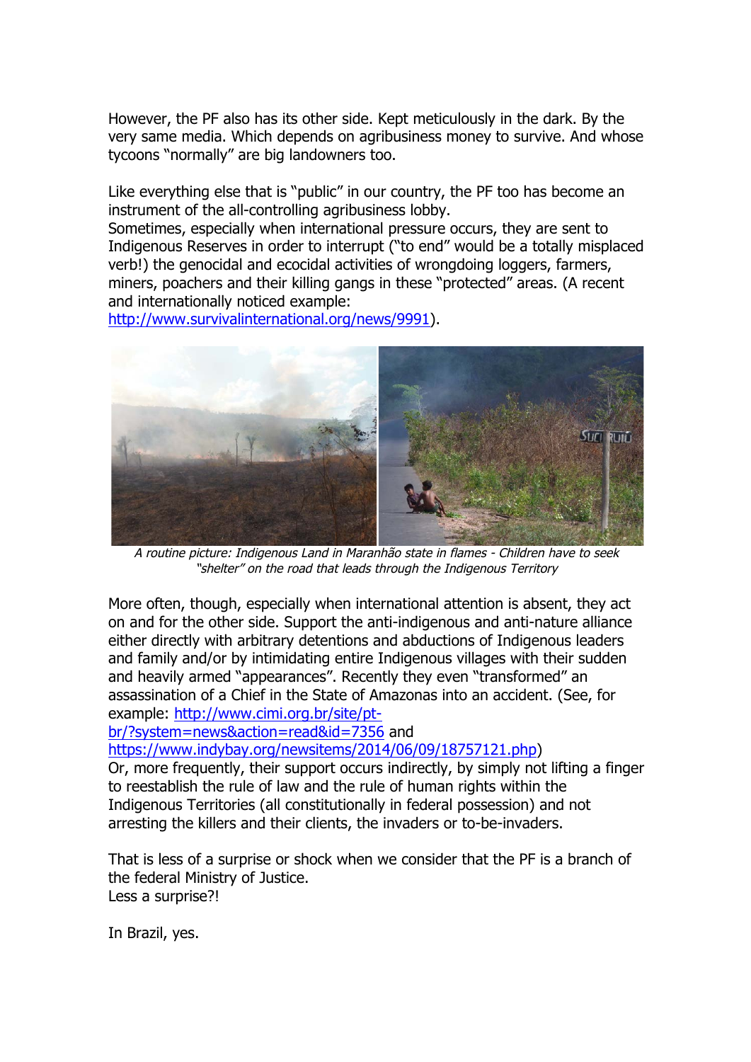However, the PF also has its other side. Kept meticulously in the dark. By the very same media. Which depends on agribusiness money to survive. And whose tycoons "normally" are big landowners too.

Like everything else that is "public" in our country, the PF too has become an instrument of the all-controlling agribusiness lobby.
Sometimes, especially when international pressure occurs, they are sent to Indigenous Reserves in order to interrupt ("to end" would be a totally misplaced verb!) the genocidal and ecocidal activities of wrongdoing loggers, farmers, miners, poachers and their killing gangs in these "protected" areas. (A recent and internationally noticed example: [http://www.survivalinternational.org/news/9991](http://www.survivalinternational.org/news/9991)).

*A routine picture: Indigenous Land in Maranhão state in flames - Children have to seek "shelter" on the road that leads through the Indigenous Territory*

More often, though, especially when international attention is absent, they act on and for the other side. Support the anti-indigenous and anti-nature alliance either directly with arbitrary detentions and abductions of Indigenous leaders and family and/or by intimidating entire Indigenous villages with their sudden and heavily armed "appearances". Recently they even "transformed" an assassination of a Chief in the State of Amazonas into an accident. (See, for example: [http://www.cimi.org.br/site/pt-br/?system=news&action=read&id=7356](http://www.cimi.org.br/site/pt-br/?system=news&action=read&id=7356) and [https://www.indybay.org/newsitems/2014/06/09/18757121.php](https://www.indybay.org/newsitems/2014/06/09/18757121.php))
Or, more frequently, their support occurs indirectly, by simply not lifting a finger to reestablish the rule of law and the rule of human rights within the Indigenous Territories (all constitutionally in federal possession) and not arresting the killers and their clients, the invaders or to-be-invaders.

That is less of a surprise or shock when we consider that the PF is a branch of the federal Ministry of Justice.
Less a surprise?!

In Brazil, yes.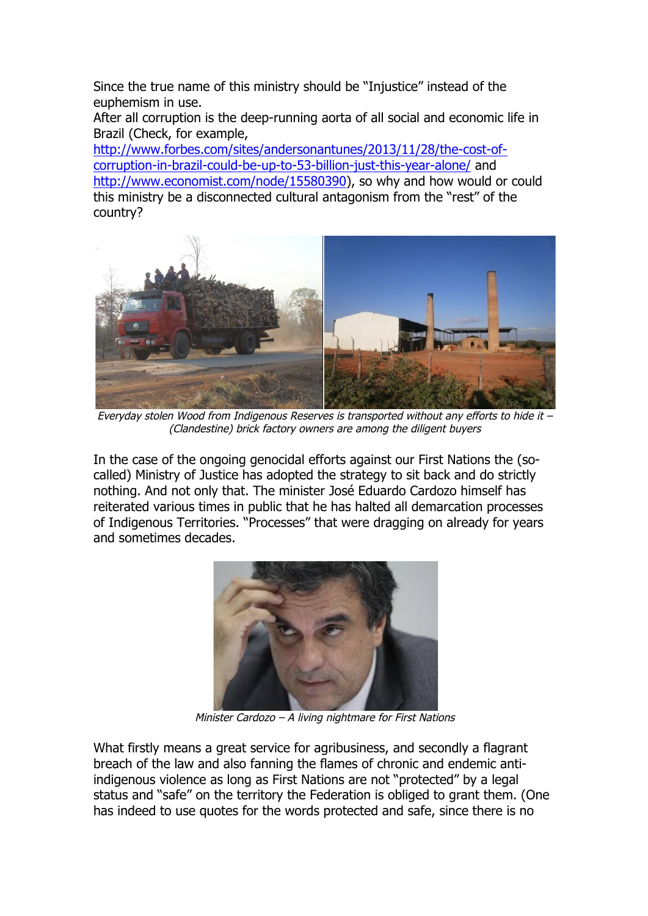Since the true name of this ministry should be "Injustice" instead of the euphemism in use.
After all corruption is the deep-running aorta of all social and economic life in Brazil (Check, for example, [http://www.forbes.com/sites/andersonantunes/2013/11/28/the-cost-of-corruption-in-brazil-could-be-up-to-53-billion-just-this-year-alone/](http://www.forbes.com/sites/andersonantunes/2013/11/28/the-cost-of-corruption-in-brazil-could-be-up-to-53-billion-just-this-year-alone/) and [http://www.economist.com/node/15580390](http://www.economist.com/node/15580390)), so why and how would or could this ministry be a disconnected cultural antagonism from the "rest" of the country?

*Everyday stolen Wood from Indigenous Reserves is transported without any efforts to hide it – (Clandestine) brick factory owners are among the diligent buyers*

In the case of the ongoing genocidal efforts against our First Nations the (so-called) Ministry of Justice has adopted the strategy to sit back and do strictly nothing. And not only that. The minister José Eduardo Cardozo himself has reiterated various times in public that he has halted all demarcation processes of Indigenous Territories. "Processes" that were dragging on already for years and sometimes decades.

*Minister Cardozo – A living nightmare for First Nations*

What firstly means a great service for agribusiness, and secondly a flagrant breach of the law and also fanning the flames of chronic and endemic anti-indigenous violence as long as First Nations are not "protected" by a legal status and "safe" on the territory the Federation is obliged to grant them. (One has indeed to use quotes for the words protected and safe, since there is no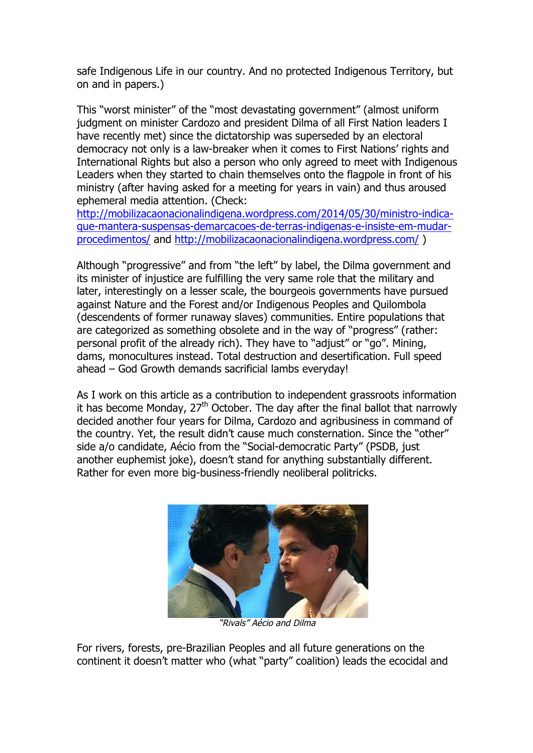safe Indigenous Life in our country. And no protected Indigenous Territory, but on and in papers.)

This "worst minister" of the "most devastating government" (almost uniform judgment on minister Cardozo and president Dilma of all First Nation leaders I have recently met) since the dictatorship was superseded by an electoral democracy not only is a law-breaker when it comes to First Nations' rights and International Rights but also a person who only agreed to meet with Indigenous Leaders when they started to chain themselves onto the flagpole in front of his ministry (after having asked for a meeting for years in vain) and thus aroused ephemeral media attention. (Check: [http://mobilizacaonacionalindigena.wordpress.com/2014/05/30/ministro-indica-que-mantera-suspensas-demarcacoes-de-terras-indigenas-e-insiste-em-mudar-procedimentos/](http://mobilizacaonacionalindigena.wordpress.com/2014/05/30/ministro-indica-que-mantera-suspensas-demarcacoes-de-terras-indigenas-e-insiste-em-mudar-procedimentos/) and [http://mobilizacaonacionalindigena.wordpress.com/](http://mobilizacaonacionalindigena.wordpress.com/) )

Although "progressive" and from "the left" by label, the Dilma government and its minister of injustice are fulfilling the very same role that the military and later, interestingly on a lesser scale, the bourgeois governments have pursued against Nature and the Forest and/or Indigenous Peoples and Quilombola (descendents of former runaway slaves) communities. Entire populations that are categorized as something obsolete and in the way of "progress" (rather: personal profit of the already rich). They have to "adjust" or "go". Mining, dams, monocultures instead. Total destruction and desertification. Full speed ahead – God Growth demands sacrificial lambs everyday!

As I work on this article as a contribution to independent grassroots information it has become Monday, 27th October. The day after the final ballot that narrowly decided another four years for Dilma, Cardozo and agribusiness in command of the country. Yet, the result didn't cause much consternation. Since the "other" side a/o candidate, Aécio from the "Social-democratic Party" (PSDB, just another euphemist joke), doesn't stand for anything substantially different. Rather for even more big-business-friendly neoliberal politricks.

*"Rivals" Aécio and Dilma*

For rivers, forests, pre-Brazilian Peoples and all future generations on the continent it doesn't matter who (what "party" coalition) leads the ecocidal and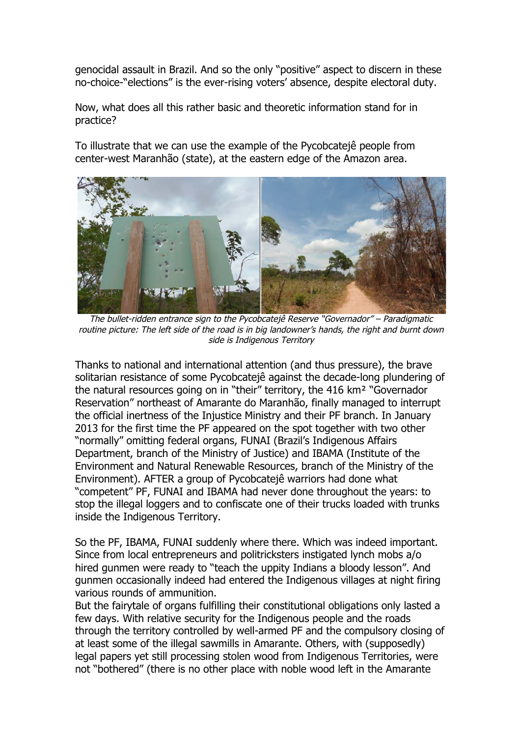genocidal assault in Brazil. And so the only "positive" aspect to discern in these no-choice-"elections" is the ever-rising voters' absence, despite electoral duty.

Now, what does all this rather basic and theoretic information stand for in practice?

To illustrate that we can use the example of the Pycobcatejê people from center-west Maranhão (state), at the eastern edge of the Amazon area.

*The bullet-ridden entrance sign to the Pycobcatejê Reserve "Governador" – Paradigmatic routine picture: The left side of the road is in big landowner's hands, the right and burnt down side is Indigenous Territory*

Thanks to national and international attention (and thus pressure), the brave solitarian resistance of some Pycobcatejê against the decade-long plundering of the natural resources going on in "their" territory, the 416 km² "Governador Reservation" northeast of Amarante do Maranhão, finally managed to interrupt the official inertness of the Injustice Ministry and their PF branch. In January 2013 for the first time the PF appeared on the spot together with two other "normally" omitting federal organs, FUNAI (Brazil's Indigenous Affairs Department, branch of the Ministry of Justice) and IBAMA (Institute of the Environment and Natural Renewable Resources, branch of the Ministry of the Environment). AFTER a group of Pycobcatejê warriors had done what "competent" PF, FUNAI and IBAMA had never done throughout the years: to stop the illegal loggers and to confiscate one of their trucks loaded with trunks inside the Indigenous Territory.

So the PF, IBAMA, FUNAI suddenly where there. Which was indeed important. Since from local entrepreneurs and politricksters instigated lynch mobs a/o hired gunmen were ready to "teach the uppity Indians a bloody lesson". And gunmen occasionally indeed had entered the Indigenous villages at night firing various rounds of ammunition.
But the fairytale of organs fulfilling their constitutional obligations only lasted a few days. With relative security for the Indigenous people and the roads through the territory controlled by well-armed PF and the compulsory closing of at least some of the illegal sawmills in Amarante. Others, with (supposedly) legal papers yet still processing stolen wood from Indigenous Territories, were not "bothered" (there is no other place with noble wood left in the Amarante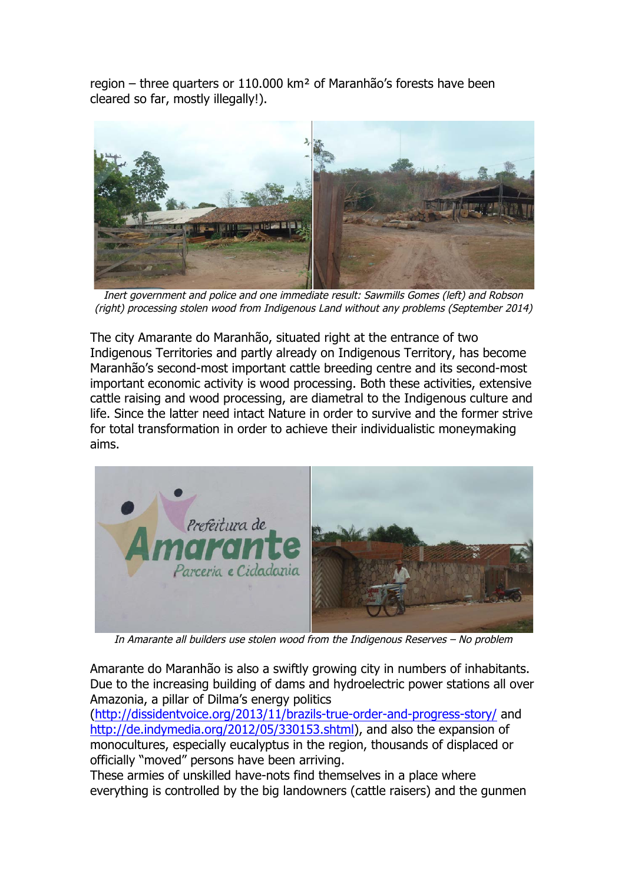region – three quarters or 110.000 km² of Maranhão's forests have been cleared so far, mostly illegally!).

*Inert government and police and one immediate result: Sawmills Gomes (left) and Robson (right) processing stolen wood from Indigenous Land without any problems (September 2014)*

The city Amarante do Maranhão, situated right at the entrance of two Indigenous Territories and partly already on Indigenous Territory, has become Maranhão's second-most important cattle breeding centre and its second-most important economic activity is wood processing. Both these activities, extensive cattle raising and wood processing, are diametral to the Indigenous culture and life. Since the latter need intact Nature in order to survive and the former strive for total transformation in order to achieve their individualistic moneymaking aims.

*In Amarante all builders use stolen wood from the Indigenous Reserves – No problem*

Amarante do Maranhão is also a swiftly growing city in numbers of inhabitants. Due to the increasing building of dams and hydroelectric power stations all over Amazonia, a pillar of Dilma's energy politics (http://dissidentvoice.org/2013/11/brazils-true-order-and-progress-story/ and http://de.indymedia.org/2012/05/330153.shtml), and also the expansion of monocultures, especially eucalyptus in the region, thousands of displaced or officially "moved" persons have been arriving.
These armies of unskilled have-nots find themselves in a place where everything is controlled by the big landowners (cattle raisers) and the gunmen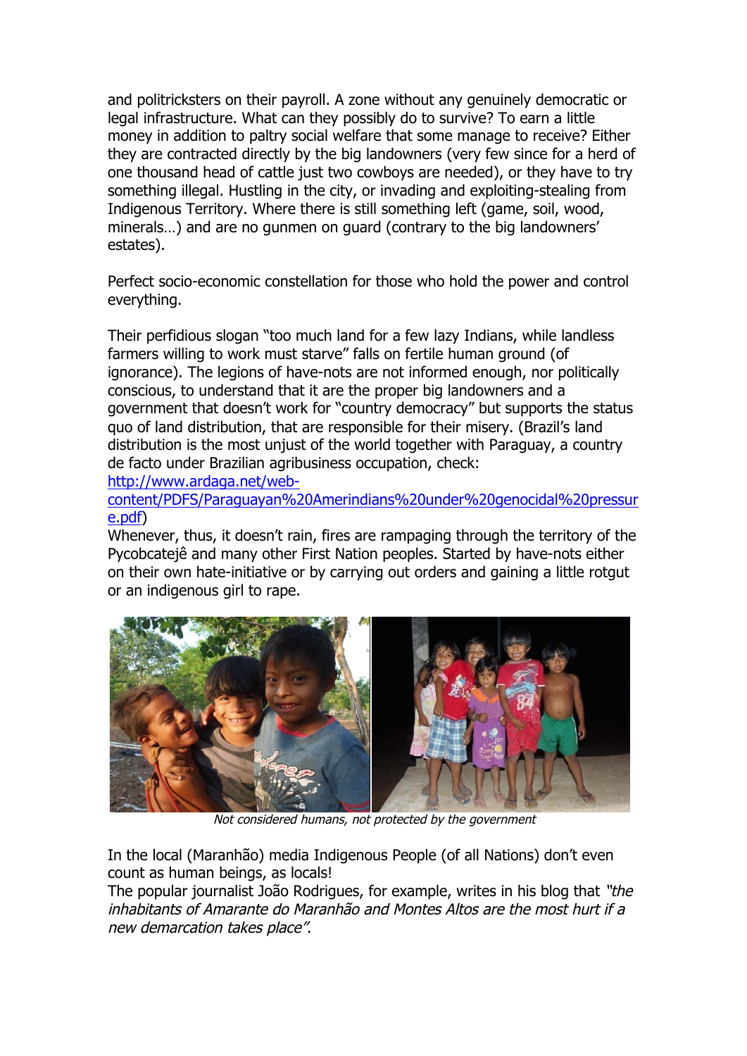and politricksters on their payroll. A zone without any genuinely democratic or legal infrastructure. What can they possibly do to survive? To earn a little money in addition to paltry social welfare that some manage to receive? Either they are contracted directly by the big landowners (very few since for a herd of one thousand head of cattle just two cowboys are needed), or they have to try something illegal. Hustling in the city, or invading and exploiting-stealing from Indigenous Territory. Where there is still something left (game, soil, wood, minerals…) and are no gunmen on guard (contrary to the big landowners' estates).

Perfect socio-economic constellation for those who hold the power and control everything.

Their perfidious slogan "too much land for a few lazy Indians, while landless farmers willing to work must starve" falls on fertile human ground (of ignorance). The legions of have-nots are not informed enough, nor politically conscious, to understand that it are the proper big landowners and a government that doesn't work for "country democracy" but supports the status quo of land distribution, that are responsible for their misery. (Brazil's land distribution is the most unjust of the world together with Paraguay, a country de facto under Brazilian agribusiness occupation, check: [http://www.ardaga.net/web-content/PDFS/Paraguayan%20Amerindians%20under%20genocidal%20pressure.pdf](http://www.ardaga.net/web-content/PDFS/Paraguayan%20Amerindians%20under%20genocidal%20pressure.pdf))
Whenever, thus, it doesn't rain, fires are rampaging through the territory of the Pycobcatejê and many other First Nation peoples. Started by have-nots either on their own hate-initiative or by carrying out orders and gaining a little rotgut or an indigenous girl to rape.

*Not considered humans, not protected by the government*

In the local (Maranhão) media Indigenous People (of all Nations) don't even count as human beings, as locals!
The popular journalist João Rodrigues, for example, writes in his blog that *"the inhabitants of Amarante do Maranhão and Montes Altos are the most hurt if a new demarcation takes place"*.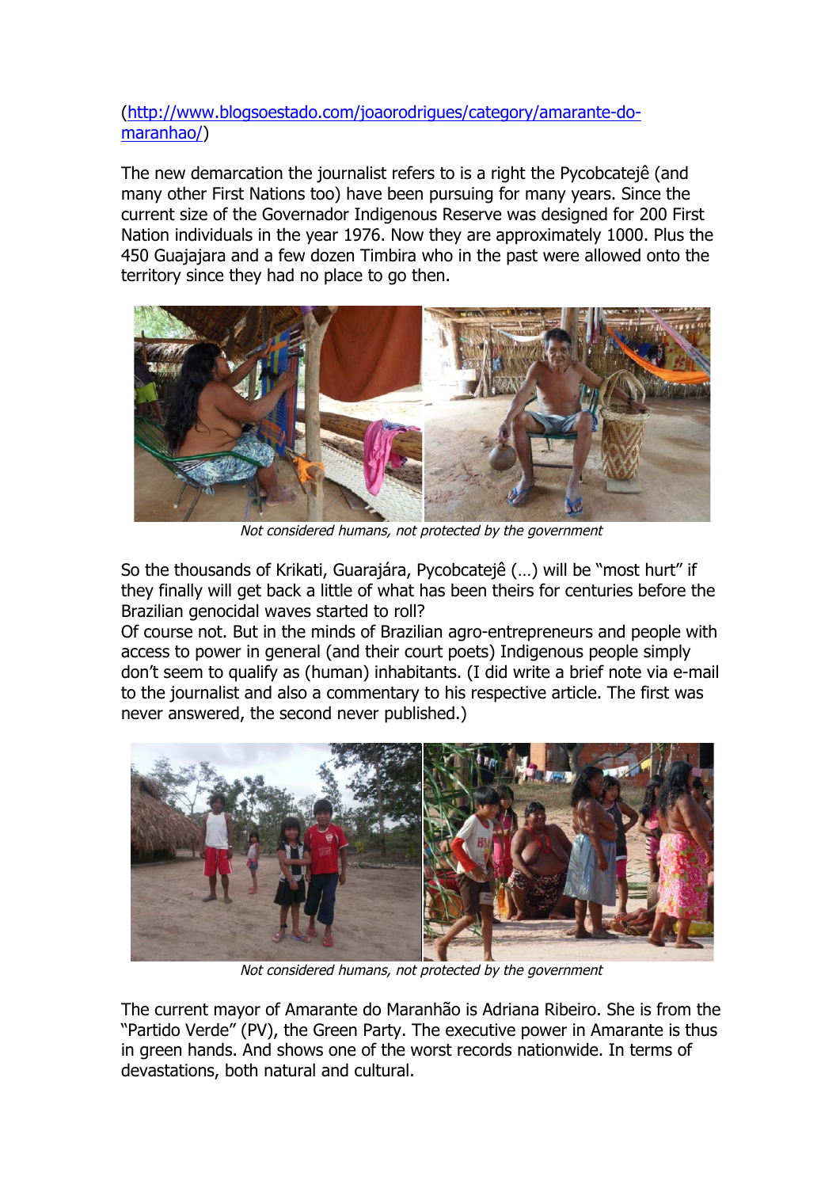([http://www.blogsoestado.com/joaorodrigues/category/amarante-do-maranhao/](http://www.blogsoestado.com/joaorodrigues/category/amarante-do-maranhao/))

The new demarcation the journalist refers to is a right the Pycobcatejê (and many other First Nations too) have been pursuing for many years. Since the current size of the Governador Indigenous Reserve was designed for 200 First Nation individuals in the year 1976. Now they are approximately 1000. Plus the 450 Guajajara and a few dozen Timbira who in the past were allowed onto the territory since they had no place to go then.

*Not considered humans, not protected by the government*

So the thousands of Krikati, Guarajára, Pycobcatejê (…) will be "most hurt" if they finally will get back a little of what has been theirs for centuries before the Brazilian genocidal waves started to roll?

Of course not. But in the minds of Brazilian agro-entrepreneurs and people with access to power in general (and their court poets) Indigenous people simply don't seem to qualify as (human) inhabitants. (I did write a brief note via e-mail to the journalist and also a commentary to his respective article. The first was never answered, the second never published.)

*Not considered humans, not protected by the government*

The current mayor of Amarante do Maranhão is Adriana Ribeiro. She is from the "Partido Verde" (PV), the Green Party. The executive power in Amarante is thus in green hands. And shows one of the worst records nationwide. In terms of devastations, both natural and cultural.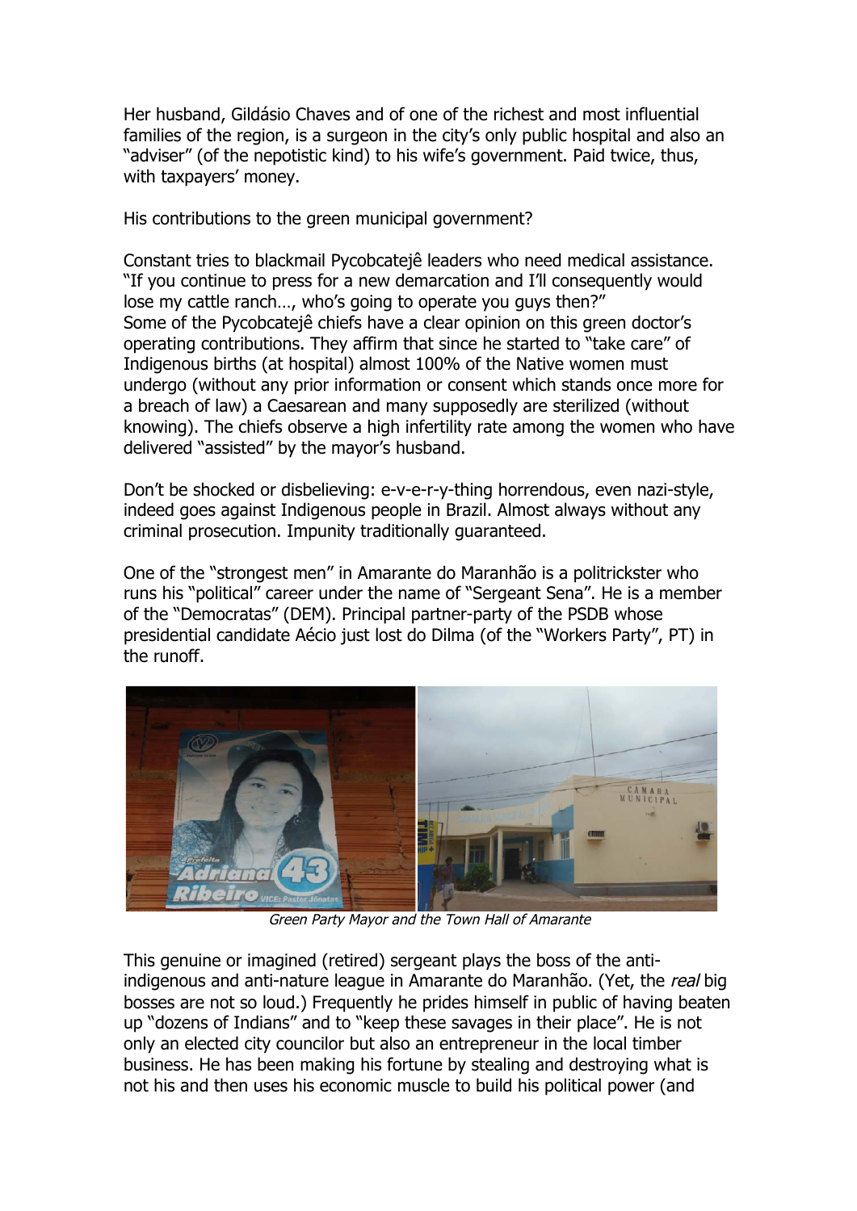Her husband, Gildásio Chaves and of one of the richest and most influential families of the region, is a surgeon in the city's only public hospital and also an "adviser" (of the nepotistic kind) to his wife's government. Paid twice, thus, with taxpayers' money.

His contributions to the green municipal government?

Constant tries to blackmail Pycobcatejê leaders who need medical assistance. "If you continue to press for a new demarcation and I'll consequently would lose my cattle ranch…, who's going to operate you guys then?"
Some of the Pycobcatejê chiefs have a clear opinion on this green doctor's operating contributions. They affirm that since he started to "take care" of Indigenous births (at hospital) almost 100% of the Native women must undergo (without any prior information or consent which stands once more for a breach of law) a Caesarean and many supposedly are sterilized (without knowing). The chiefs observe a high infertility rate among the women who have delivered "assisted" by the mayor's husband.

Don't be shocked or disbelieving: e-v-e-r-y-thing horrendous, even nazi-style, indeed goes against Indigenous people in Brazil. Almost always without any criminal prosecution. Impunity traditionally guaranteed.

One of the "strongest men" in Amarante do Maranhão is a politrickster who runs his "political" career under the name of "Sergeant Sena". He is a member of the "Democratas" (DEM). Principal partner-party of the PSDB whose presidential candidate Aécio just lost do Dilma (of the "Workers Party", PT) in the runoff.

*Green Party Mayor and the Town Hall of Amarante*

This genuine or imagined (retired) sergeant plays the boss of the anti-indigenous and anti-nature league in Amarante do Maranhão. (Yet, the *real* big bosses are not so loud.) Frequently he prides himself in public of having beaten up "dozens of Indians" and to "keep these savages in their place". He is not only an elected city councilor but also an entrepreneur in the local timber business. He has been making his fortune by stealing and destroying what is not his and then uses his economic muscle to build his political power (and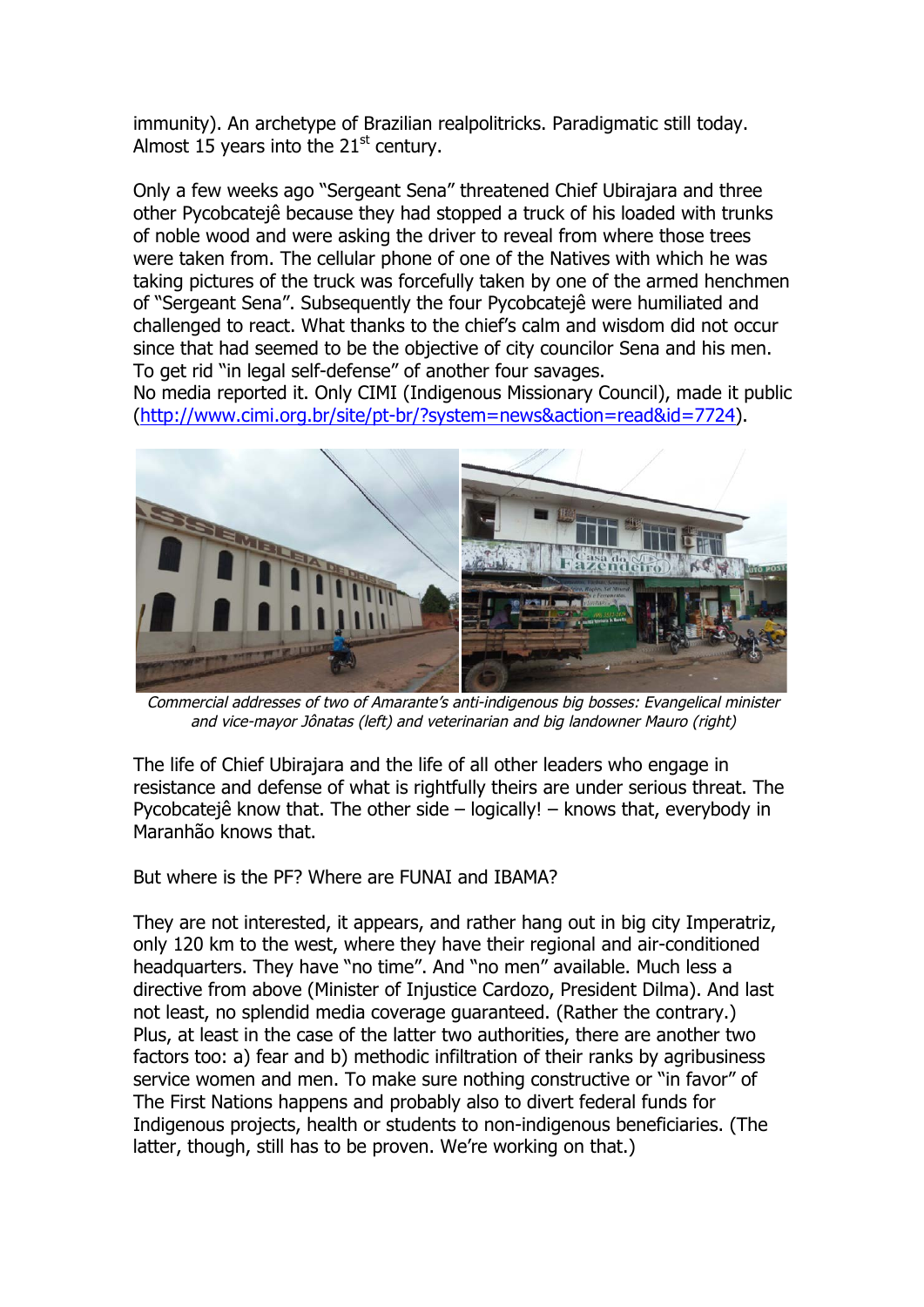immunity). An archetype of Brazilian realpolitricks. Paradigmatic still today. Almost 15 years into the 21st century.

Only a few weeks ago "Sergeant Sena" threatened Chief Ubirajara and three other Pycobcatejê because they had stopped a truck of his loaded with trunks of noble wood and were asking the driver to reveal from where those trees were taken from. The cellular phone of one of the Natives with which he was taking pictures of the truck was forcefully taken by one of the armed henchmen of "Sergeant Sena". Subsequently the four Pycobcatejê were humiliated and challenged to react. What thanks to the chief's calm and wisdom did not occur since that had seemed to be the objective of city councilor Sena and his men. To get rid "in legal self-defense" of another four savages.
No media reported it. Only CIMI (Indigenous Missionary Council), made it public (http://www.cimi.org.br/site/pt-br/?system=news&action=read&id=7724).

*Commercial addresses of two of Amarante's anti-indigenous big bosses: Evangelical minister and vice-mayor Jônatas (left) and veterinarian and big landowner Mauro (right)*

The life of Chief Ubirajara and the life of all other leaders who engage in resistance and defense of what is rightfully theirs are under serious threat. The Pycobcatejê know that. The other side – logically! – knows that, everybody in Maranhão knows that.

But where is the PF? Where are FUNAI and IBAMA?

They are not interested, it appears, and rather hang out in big city Imperatriz, only 120 km to the west, where they have their regional and air-conditioned headquarters. They have "no time". And "no men" available. Much less a directive from above (Minister of Injustice Cardozo, President Dilma). And last not least, no splendid media coverage guaranteed. (Rather the contrary.) Plus, at least in the case of the latter two authorities, there are another two factors too: a) fear and b) methodic infiltration of their ranks by agribusiness service women and men. To make sure nothing constructive or "in favor" of The First Nations happens and probably also to divert federal funds for Indigenous projects, health or students to non-indigenous beneficiaries. (The latter, though, still has to be proven. We're working on that.)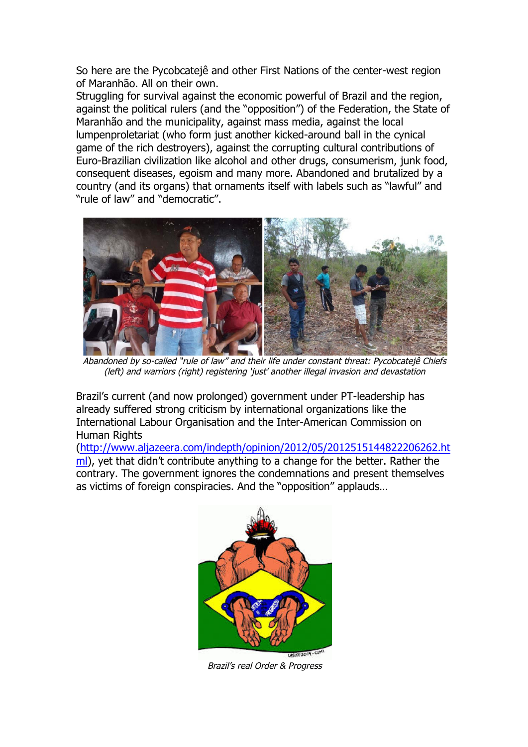So here are the Pycobcatejê and other First Nations of the center-west region of Maranhão. All on their own.
Struggling for survival against the economic powerful of Brazil and the region, against the political rulers (and the "opposition") of the Federation, the State of Maranhão and the municipality, against mass media, against the local lumpenproletariat (who form just another kicked-around ball in the cynical game of the rich destroyers), against the corrupting cultural contributions of Euro-Brazilian civilization like alcohol and other drugs, consumerism, junk food, consequent diseases, egoism and many more. Abandoned and brutalized by a country (and its organs) that ornaments itself with labels such as "lawful" and "rule of law" and "democratic".

*Abandoned by so-called "rule of law" and their life under constant threat: Pycobcatejê Chiefs (left) and warriors (right) registering 'just' another illegal invasion and devastation*

Brazil's current (and now prolonged) government under PT-leadership has already suffered strong criticism by international organizations like the International Labour Organisation and the Inter-American Commission on Human Rights (http://www.aljazeera.com/indepth/opinion/2012/05/2012515144822206262.html), yet that didn't contribute anything to a change for the better. Rather the contrary. The government ignores the condemnations and present themselves as victims of foreign conspiracies. And the "opposition" applauds…

*Brazil's real Order & Progress*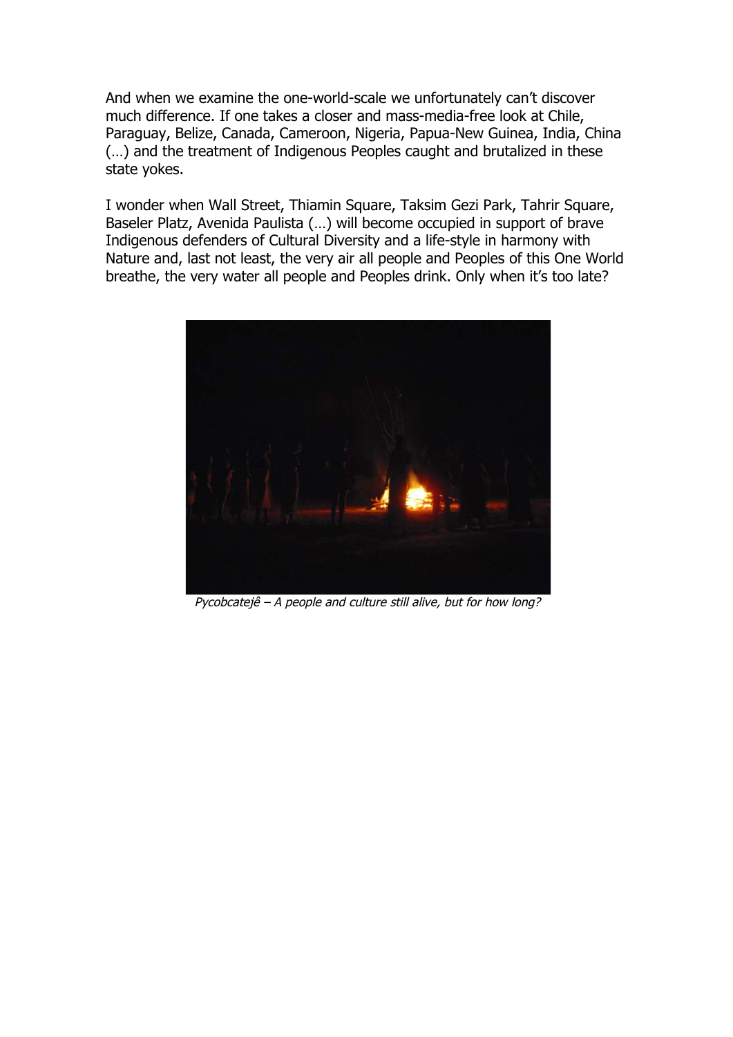And when we examine the one-world-scale we unfortunately can’t discover much difference. If one takes a closer and mass-media-free look at Chile, Paraguay, Belize, Canada, Cameroon, Nigeria, Papua-New Guinea, India, China (…) and the treatment of Indigenous Peoples caught and brutalized in these state yokes.

I wonder when Wall Street, Thiamin Square, Taksim Gezi Park, Tahrir Square, Baseler Platz, Avenida Paulista (…) will become occupied in support of brave Indigenous defenders of Cultural Diversity and a life-style in harmony with Nature and, last not least, the very air all people and Peoples of this One World breathe, the very water all people and Peoples drink. Only when it’s too late?

*Pycobcatejê – A people and culture still alive, but for how long?*